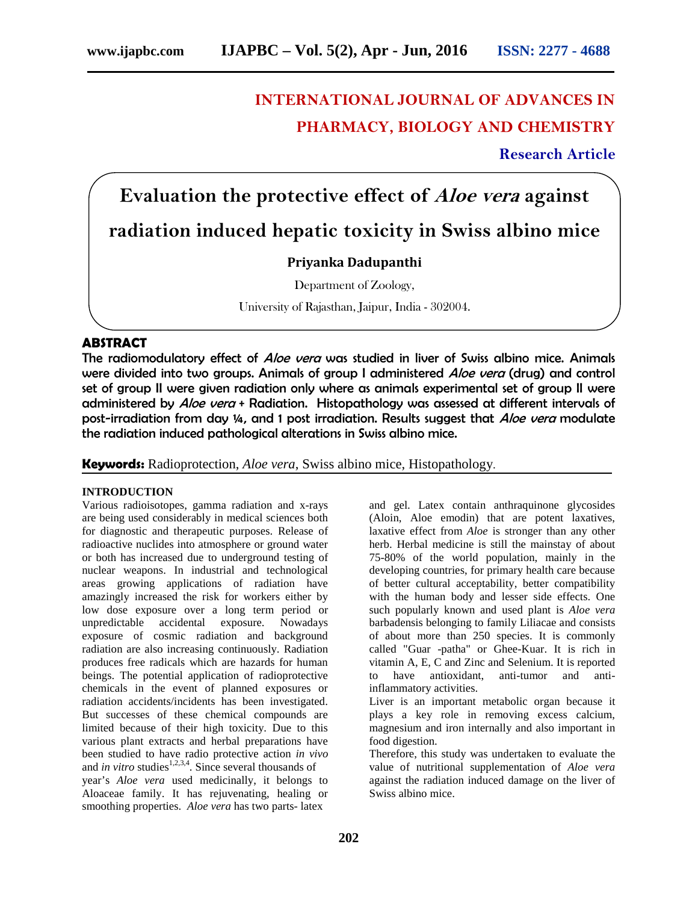# INTERNATIONAL JOURNAL OF ADVANCES IN PHARMACY, BIOLOGY AND CHEMISTRY

**Research Article**

# Evaluation the protective effect of *Aloe vera* against radiation induced hepatic toxicity in Swiss albino mice

**Priyanka Dadupanthi**

Department of Zoology,

University of Rajasthan, Jaipur, India - 302004.

## ABSTRACT

**The radiomodulatory effect of *Aloe vera* was studied in liver of Swiss albino mice. Animals were divided into two groups. Animals of group I administered *Aloe vera* (drug) and control set of group II were given radiation only where as animals experimental set of group II were administered by *Aloe vera* + Radiation. Histopathology was assessed at different intervals of post-irradiation from day ¼, and 1 post irradiation. Results suggest that *Aloe vera* modulate the radiation induced pathological alterations in Swiss albino mice.**

**Keywords:** Radioprotection, *Aloe vera*, Swiss albino mice, Histopathology.

## INTRODUCTION

Various radioisotopes, gamma radiation and x-rays are being used considerably in medical sciences both for diagnostic and therapeutic purposes. Release of radioactive nuclides into atmosphere or ground water or both has increased due to underground testing of nuclear weapons. In industrial and technological areas growing applications of radiation have amazingly increased the risk for workers either by low dose exposure over a long term period or unpredictable accidental exposure. Nowadays exposure of cosmic radiation and background radiation are also increasing continuously. Radiation produces free radicals which are hazards for human beings. The potential application of radioprotective chemicals in the event of planned exposures or radiation accidents/incidents has been investigated. But successes of these chemical compounds are limited because of their high toxicity. Due to this various plant extracts and herbal preparations have been studied to have radio protective action *in vivo* and *in vitro* studies[1,2,3,4]. Since several thousands of year's *Aloe vera* used medicinally, it belongs to Aloaceae family. It has rejuvenating, healing or smoothing properties. *Aloe vera* has two parts- latex and gel. Latex contain anthraquinone glycosides (Aloin, Aloe emodin) that are potent laxatives, laxative effect from *Aloe* is stronger than any other herb. Herbal medicine is still the mainstay of about 75-80% of the world population, mainly in the developing countries, for primary health care because of better cultural acceptability, better compatibility with the human body and lesser side effects. One such popularly known and used plant is *Aloe vera* barbadensis belonging to family Liliacae and consists of about more than 250 species. It is commonly called "Guar -patha" or Ghee-Kuar. It is rich in vitamin A, E, C and Zinc and Selenium. It is reported to have antioxidant, anti-tumor and anti-inflammatory activities.

Liver is an important metabolic organ because it plays a key role in removing excess calcium, magnesium and iron internally and also important in food digestion.

Therefore, this study was undertaken to evaluate the value of nutritional supplementation of *Aloe vera* against the radiation induced damage on the liver of Swiss albino mice.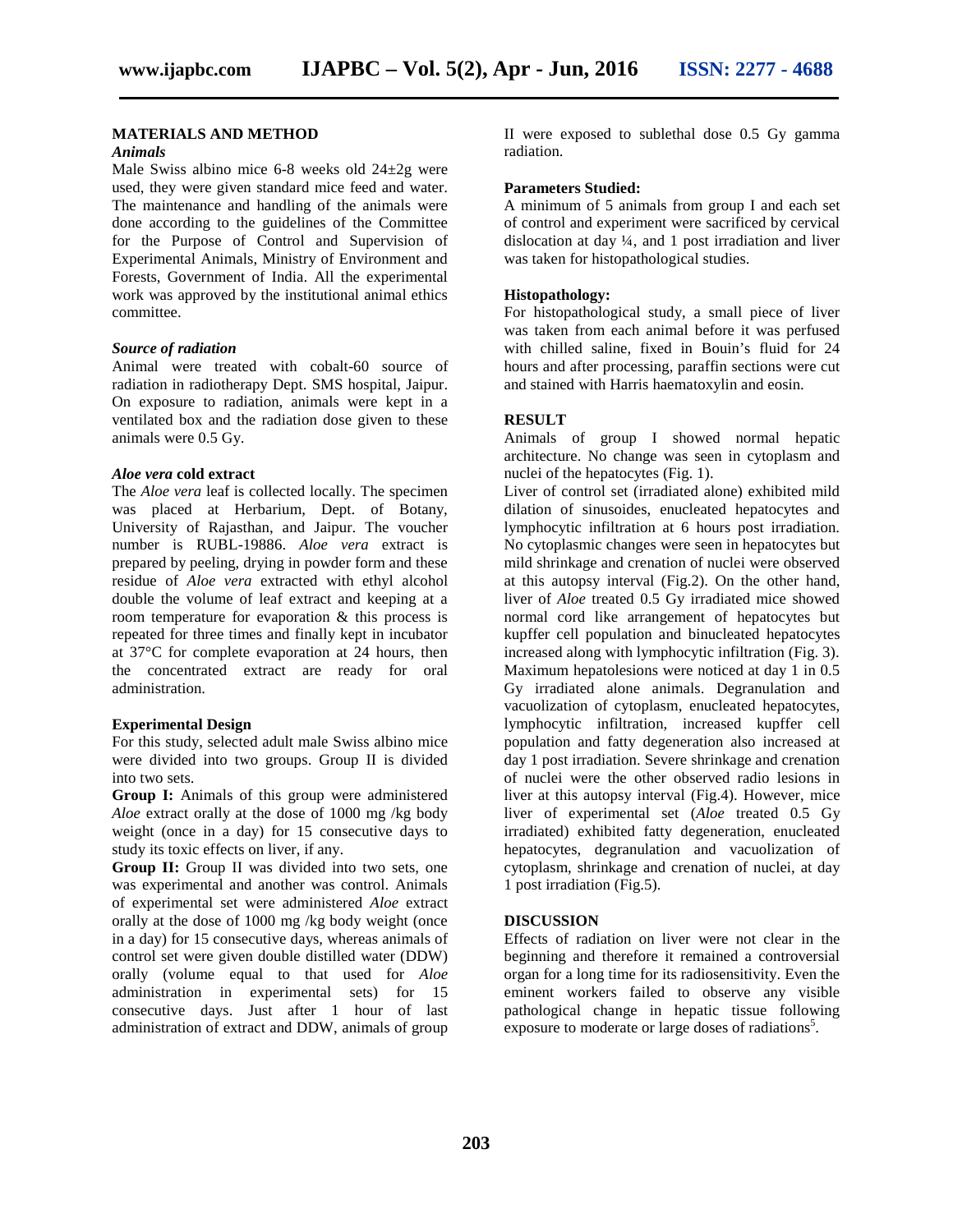## MATERIALS AND METHOD

### *Animals*

Male Swiss albino mice 6-8 weeks old 24±2g were used, they were given standard mice feed and water. The maintenance and handling of the animals were done according to the guidelines of the Committee for the Purpose of Control and Supervision of Experimental Animals, Ministry of Environment and Forests, Government of India. All the experimental work was approved by the institutional animal ethics committee.

### *Source of radiation*

Animal were treated with cobalt-60 source of radiation in radiotherapy Dept. SMS hospital, Jaipur. On exposure to radiation, animals were kept in a ventilated box and the radiation dose given to these animals were 0.5 Gy.

### *Aloe vera* cold extract

The *Aloe vera* leaf is collected locally. The specimen was placed at Herbarium, Dept. of Botany, University of Rajasthan, and Jaipur. The voucher number is RUBL-19886. *Aloe vera* extract is prepared by peeling, drying in powder form and these residue of *Aloe vera* extracted with ethyl alcohol double the volume of leaf extract and keeping at a room temperature for evaporation & this process is repeated for three times and finally kept in incubator at 37°C for complete evaporation at 24 hours, then the concentrated extract are ready for oral administration.

### Experimental Design

For this study, selected adult male Swiss albino mice were divided into two groups. Group II is divided into two sets.

**Group I:** Animals of this group were administered *Aloe* extract orally at the dose of 1000 mg /kg body weight (once in a day) for 15 consecutive days to study its toxic effects on liver, if any.

**Group II:** Group II was divided into two sets, one was experimental and another was control. Animals of experimental set were administered *Aloe* extract orally at the dose of 1000 mg /kg body weight (once in a day) for 15 consecutive days, whereas animals of control set were given double distilled water (DDW) orally (volume equal to that used for *Aloe* administration in experimental sets) for 15 consecutive days. Just after 1 hour of last administration of extract and DDW, animals of group II were exposed to sublethal dose 0.5 Gy gamma radiation.

### Parameters Studied:

A minimum of 5 animals from group I and each set of control and experiment were sacrificed by cervical dislocation at day ¼, and 1 post irradiation and liver was taken for histopathological studies.

### Histopathology:

For histopathological study, a small piece of liver was taken from each animal before it was perfused with chilled saline, fixed in Bouin's fluid for 24 hours and after processing, paraffin sections were cut and stained with Harris haematoxylin and eosin.

## RESULT

Animals of group I showed normal hepatic architecture. No change was seen in cytoplasm and nuclei of the hepatocytes (Fig. 1).

Liver of control set (irradiated alone) exhibited mild dilation of sinusoides, enucleated hepatocytes and lymphocytic infiltration at 6 hours post irradiation. No cytoplasmic changes were seen in hepatocytes but mild shrinkage and crenation of nuclei were observed at this autopsy interval (Fig.2). On the other hand, liver of *Aloe* treated 0.5 Gy irradiated mice showed normal cord like arrangement of hepatocytes but kupffer cell population and binucleated hepatocytes increased along with lymphocytic infiltration (Fig. 3). Maximum hepatolesions were noticed at day 1 in 0.5 Gy irradiated alone animals. Degranulation and vacuolization of cytoplasm, enucleated hepatocytes, lymphocytic infiltration, increased kupffer cell population and fatty degeneration also increased at day 1 post irradiation. Severe shrinkage and crenation of nuclei were the other observed radio lesions in liver at this autopsy interval (Fig.4). However, mice liver of experimental set (*Aloe* treated 0.5 Gy irradiated) exhibited fatty degeneration, enucleated hepatocytes, degranulation and vacuolization of cytoplasm, shrinkage and crenation of nuclei, at day 1 post irradiation (Fig.5).

## DISCUSSION

Effects of radiation on liver were not clear in the beginning and therefore it remained a controversial organ for a long time for its radiosensitivity. Even the eminent workers failed to observe any visible pathological change in hepatic tissue following exposure to moderate or large doses of radiations[5].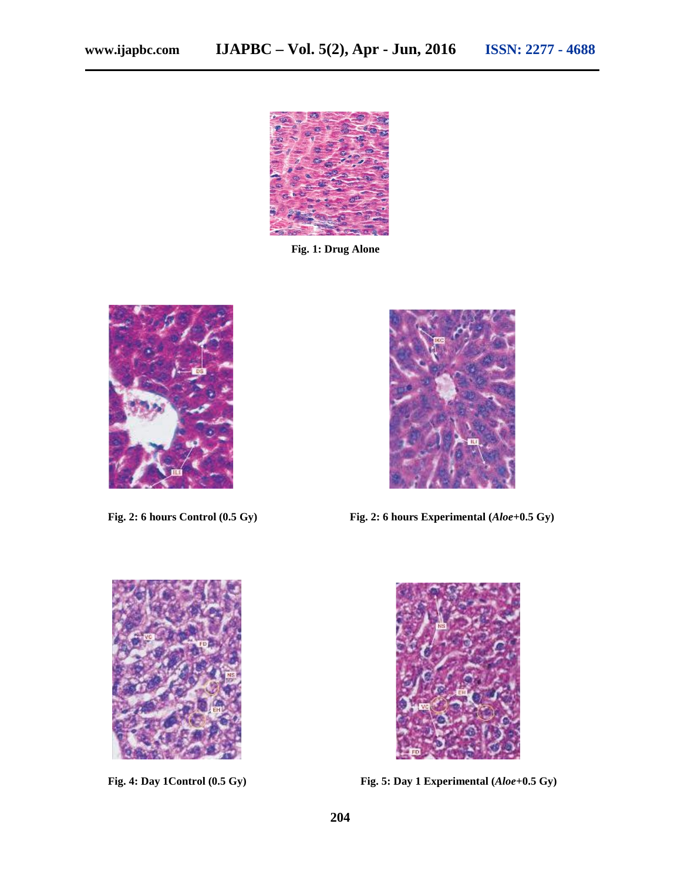**Fig. 1: Drug Alone**

**Fig. 2: 6 hours Control (0.5 Gy)**

**Fig. 2: 6 hours Experimental (*Aloe*+0.5 Gy)**

**Fig. 4: Day 1Control (0.5 Gy)**

**Fig. 5: Day 1 Experimental (*Aloe*+0.5 Gy)**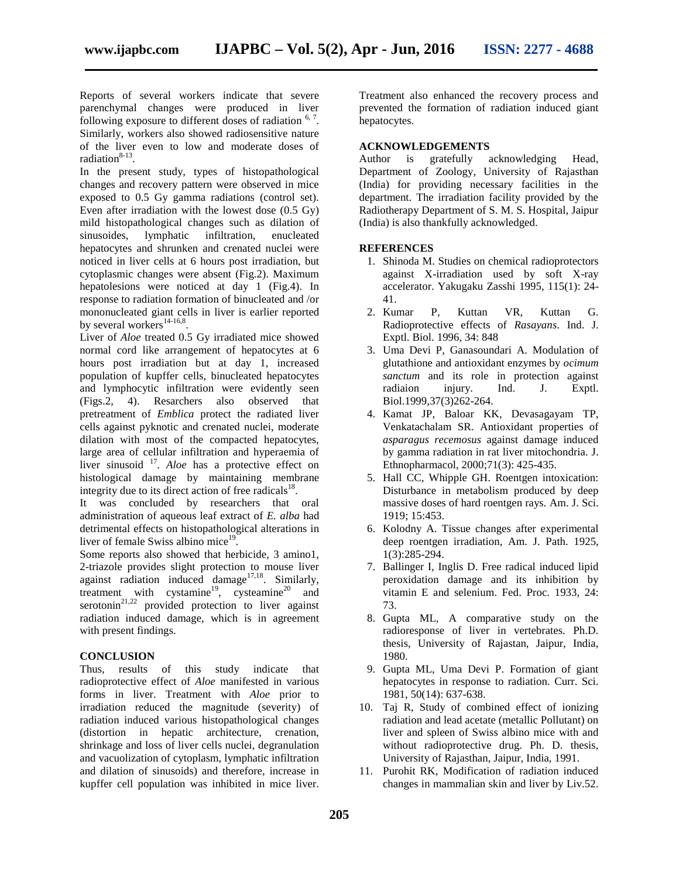Reports of several workers indicate that severe parenchymal changes were produced in liver following exposure to different doses of radiation [6, 7]. Similarly, workers also showed radiosensitive nature of the liver even to low and moderate doses of radiation[8-13].

In the present study, types of histopathological changes and recovery pattern were observed in mice exposed to 0.5 Gy gamma radiations (control set). Even after irradiation with the lowest dose (0.5 Gy) mild histopathological changes such as dilation of sinusoides, lymphatic infiltration, enucleated hepatocytes and shrunken and crenated nuclei were noticed in liver cells at 6 hours post irradiation, but cytoplasmic changes were absent (Fig.2). Maximum hepatolesions were noticed at day 1 (Fig.4). In response to radiation formation of binucleated and /or mononucleated giant cells in liver is earlier reported by several workers[14-16,8].

Liver of *Aloe* treated 0.5 Gy irradiated mice showed normal cord like arrangement of hepatocytes at 6 hours post irradiation but at day 1, increased population of kupffer cells, binucleated hepatocytes and lymphocytic infiltration were evidently seen (Figs.2, 4). Resarchers also observed that pretreatment of *Emblica* protect the radiated liver cells against pyknotic and crenated nuclei, moderate dilation with most of the compacted hepatocytes, large area of cellular infiltration and hyperaemia of liver sinusoid [17]. *Aloe* has a protective effect on histological damage by maintaining membrane integrity due to its direct action of free radicals[18].

It was concluded by researchers that oral administration of aqueous leaf extract of *E. alba* had detrimental effects on histopathological alterations in liver of female Swiss albino mice[19].

Some reports also showed that herbicide, 3 amino1, 2-triazole provides slight protection to mouse liver against radiation induced damage[17,18]. Similarly, treatment with cystamine[19], cysteamine[20] and serotonin[21,22] provided protection to liver against radiation induced damage, which is in agreement with present findings.

## CONCLUSION

Thus, results of this study indicate that radioprotective effect of *Aloe* manifested in various forms in liver. Treatment with *Aloe* prior to irradiation reduced the magnitude (severity) of radiation induced various histopathological changes (distortion in hepatic architecture, crenation, shrinkage and loss of liver cells nuclei, degranulation and vacuolization of cytoplasm, lymphatic infiltration and dilation of sinusoids) and therefore, increase in kupffer cell population was inhibited in mice liver. Treatment also enhanced the recovery process and prevented the formation of radiation induced giant hepatocytes.

## ACKNOWLEDGEMENTS

Author is gratefully acknowledging Head, Department of Zoology, University of Rajasthan (India) for providing necessary facilities in the department. The irradiation facility provided by the Radiotherapy Department of S. M. S. Hospital, Jaipur (India) is also thankfully acknowledged.

## REFERENCES

1. Shinoda M. Studies on chemical radioprotectors against X-irradiation used by soft X-ray accelerator. Yakugaku Zasshi 1995, 115(1): 24-41.
2. Kumar P, Kuttan VR, Kuttan G. Radioprotective effects of *Rasayans*. Ind. J. Exptl. Biol. 1996, 34: 848
3. Uma Devi P, Ganasoundari A. Modulation of glutathione and antioxidant enzymes by *ocimum sanctum* and its role in protection against radiaion injury. Ind. J. Exptl. Biol.1999,37(3)262-264.
4. Kamat JP, Baloar KK, Devasagayam TP, Venkatachalam SR. Antioxidant properties of *asparagus recemosus* against damage induced by gamma radiation in rat liver mitochondria. J. Ethnopharmacol, 2000;71(3): 425-435.
5. Hall CC, Whipple GH. Roentgen intoxication: Disturbance in metabolism produced by deep massive doses of hard roentgen rays. Am. J. Sci. 1919; 15:453.
6. Kolodny A. Tissue changes after experimental deep roentgen irradiation, Am. J. Path. 1925, 1(3):285-294.
7. Ballinger I, Inglis D. Free radical induced lipid peroxidation damage and its inhibition by vitamin E and selenium. Fed. Proc. 1933, 24: 73.
8. Gupta ML, A comparative study on the radioresponse of liver in vertebrates. Ph.D. thesis, University of Rajastan, Jaipur, India, 1980.
9. Gupta ML, Uma Devi P. Formation of giant hepatocytes in response to radiation. Curr. Sci. 1981, 50(14): 637-638.
10. Taj R, Study of combined effect of ionizing radiation and lead acetate (metallic Pollutant) on liver and spleen of Swiss albino mice with and without radioprotective drug. Ph. D. thesis, University of Rajasthan, Jaipur, India, 1991.
11. Purohit RK, Modification of radiation induced changes in mammalian skin and liver by Liv.52.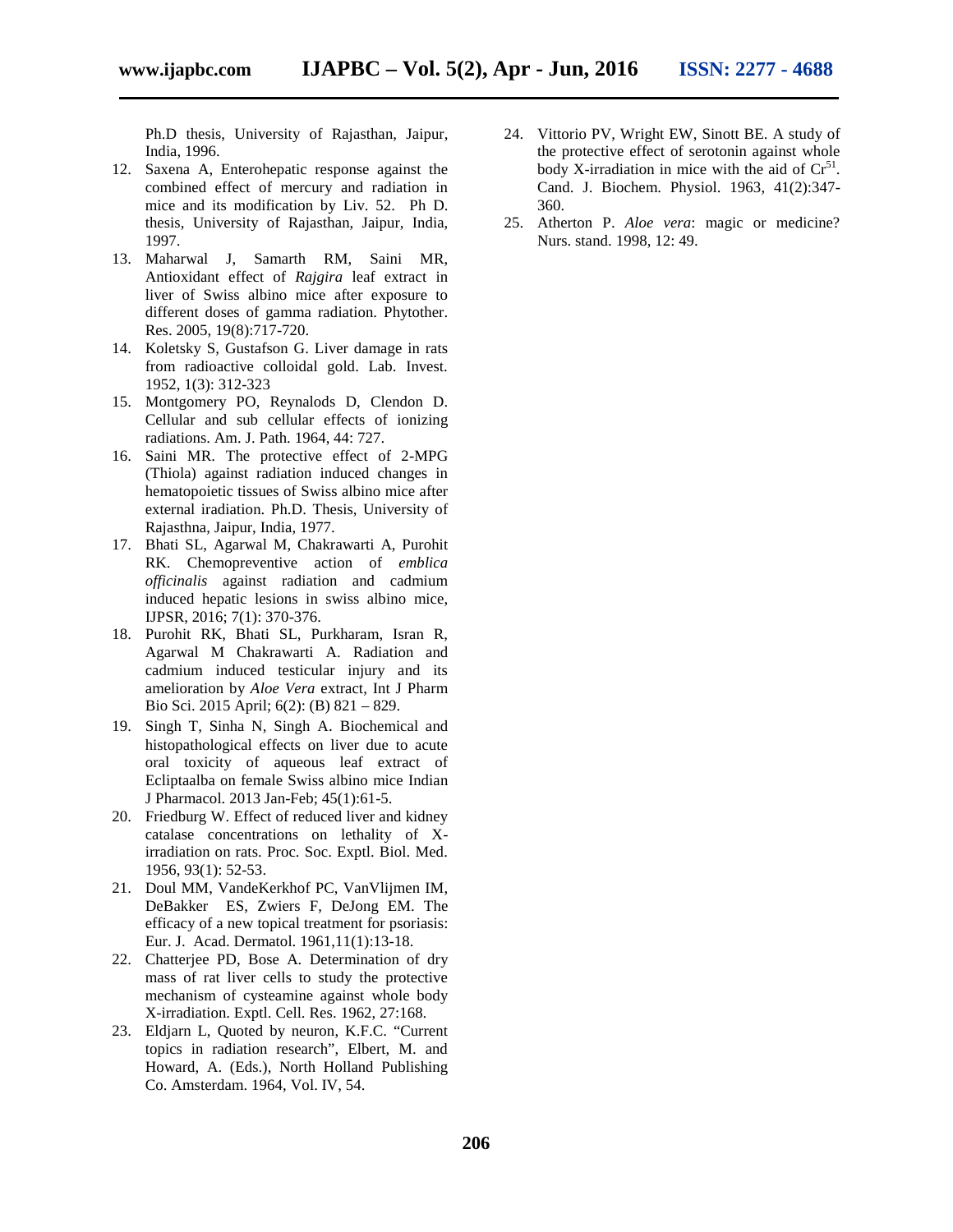Ph.D thesis, University of Rajasthan, Jaipur, India, 1996.

12. Saxena A, Enterohepatic response against the combined effect of mercury and radiation in mice and its modification by Liv. 52. Ph D. thesis, University of Rajasthan, Jaipur, India, 1997.
13. Maharwal J, Samarth RM, Saini MR, Antioxidant effect of *Rajgira* leaf extract in liver of Swiss albino mice after exposure to different doses of gamma radiation. Phytother. Res. 2005, 19(8):717-720.
14. Koletsky S, Gustafson G. Liver damage in rats from radioactive colloidal gold. Lab. Invest. 1952, 1(3): 312-323
15. Montgomery PO, Reynalods D, Clendon D. Cellular and sub cellular effects of ionizing radiations. Am. J. Path. 1964, 44: 727.
16. Saini MR. The protective effect of 2-MPG (Thiola) against radiation induced changes in hematopoietic tissues of Swiss albino mice after external iradiation. Ph.D. Thesis, University of Rajasthna, Jaipur, India, 1977.
17. Bhati SL, Agarwal M, Chakrawarti A, Purohit RK. Chemopreventive action of *emblica officinalis* against radiation and cadmium induced hepatic lesions in swiss albino mice, IJPSR, 2016; 7(1): 370-376.
18. Purohit RK, Bhati SL, Purkharam, Isran R, Agarwal M Chakrawarti A. Radiation and cadmium induced testicular injury and its amelioration by *Aloe Vera* extract, Int J Pharm Bio Sci. 2015 April; 6(2): (B) 821 – 829.
19. Singh T, Sinha N, Singh A. Biochemical and histopathological effects on liver due to acute oral toxicity of aqueous leaf extract of Ecliptaalba on female Swiss albino mice Indian J Pharmacol. 2013 Jan-Feb; 45(1):61-5.
20. Friedburg W. Effect of reduced liver and kidney catalase concentrations on lethality of X-irradiation on rats. Proc. Soc. Exptl. Biol. Med. 1956, 93(1): 52-53.
21. Doul MM, VandeKerkhof PC, VanVlijmen IM, DeBakker ES, Zwiers F, DeJong EM. The efficacy of a new topical treatment for psoriasis: Eur. J. Acad. Dermatol. 1961,11(1):13-18.
22. Chatterjee PD, Bose A. Determination of dry mass of rat liver cells to study the protective mechanism of cysteamine against whole body X-irradiation. Exptl. Cell. Res. 1962, 27:168.
23. Eldjarn L, Quoted by neuron, K.F.C. "Current topics in radiation research", Elbert, M. and Howard, A. (Eds.), North Holland Publishing Co. Amsterdam. 1964, Vol. IV, 54.
24. Vittorio PV, Wright EW, Sinott BE. A study of the protective effect of serotonin against whole body X-irradiation in mice with the aid of $Cr^{51}$. Cand. J. Biochem. Physiol. 1963, 41(2):347-360.
25. Atherton P. *Aloe vera*: magic or medicine? Nurs. stand. 1998, 12: 49.